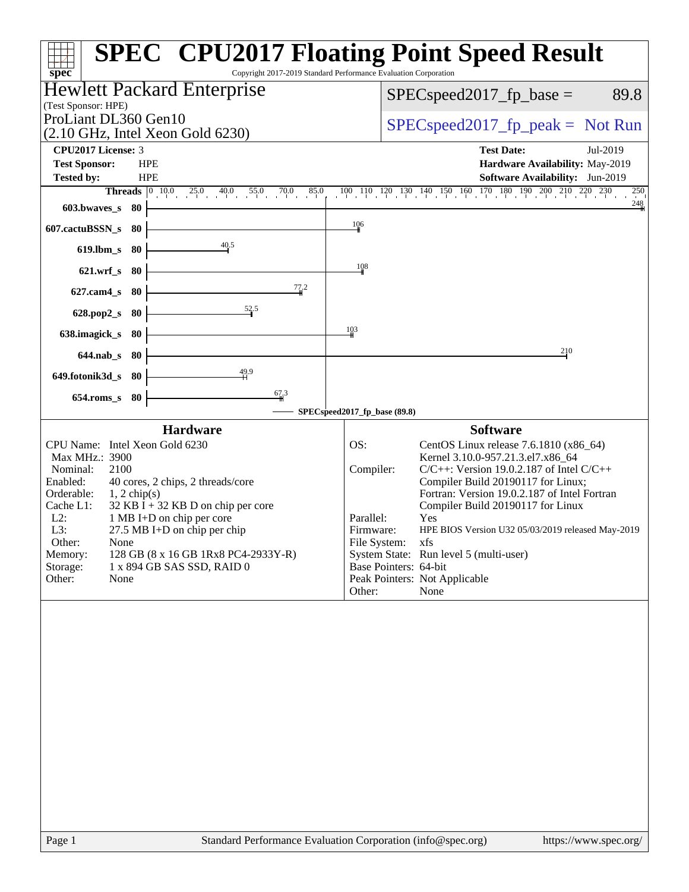# SPEC CPU2017 Floating Point Speed Result

Copyright 2017-2019 Standard Performance Evaluation Corporation

## Hewlett Packard Enterprise

(Test Sponsor: HPE)

ProLiant DL360 Gen10
(2.10 GHz, Intel Xeon Gold 6230)

SPECspeed2017_fp_base = 89.8

SPECspeed2017_fp_peak = Not Run

| | | | |
|---|---|---|---|
| **CPU2017 License:** | 3 | **Test Date:** | Jul-2019 |
| **Test Sponsor:** | HPE | **Hardware Availability:** | May-2019 |
| **Tested by:** | HPE | **Software Availability:** | Jun-2019 |

| Benchmark | Threads | Base Result |
|---|---|---|
| 603.bwaves_s | 80 | 248 |
| 607.cactuBSSN_s | 80 | 106 |
| 619.lbm_s | 80 | 40.5 |
| 621.wrf_s | 80 | 108 |
| 627.cam4_s | 80 | 77.2 |
| 628.pop2_s | 80 | 52.5 |
| 638.imagick_s | 80 | 103 |
| 644.nab_s | 80 | 210 |
| 649.fotonik3d_s | 80 | 49.9 |
| 654.roms_s | 80 | 67.3 |

SPECspeed2017_fp_base (89.8)

## Hardware

| | |
|---|---|
| CPU Name: | Intel Xeon Gold 6230 |
| Max MHz.: | 3900 |
| Nominal: | 2100 |
| Enabled: | 40 cores, 2 chips, 2 threads/core |
| Orderable: | 1, 2 chip(s) |
| Cache L1: | 32 KB I + 32 KB D on chip per core |
| L2: | 1 MB I+D on chip per core |
| L3: | 27.5 MB I+D on chip per chip |
| Other: | None |
| Memory: | 128 GB (8 x 16 GB 1Rx8 PC4-2933Y-R) |
| Storage: | 1 x 894 GB SAS SSD, RAID 0 |
| Other: | None |

## Software

| | |
|---|---|
| OS: | CentOS Linux release 7.6.1810 (x86_64) Kernel 3.10.0-957.21.3.el7.x86_64 |
| Compiler: | C/C++: Version 19.0.2.187 of Intel C/C++ Compiler Build 20190117 for Linux; Fortran: Version 19.0.2.187 of Intel Fortran Compiler Build 20190117 for Linux |
| Parallel: | Yes |
| Firmware: | HPE BIOS Version U32 05/03/2019 released May-2019 |
| File System: | xfs |
| System State: | Run level 5 (multi-user) |
| Base Pointers: | 64-bit |
| Peak Pointers: | Not Applicable |
| Other: | None |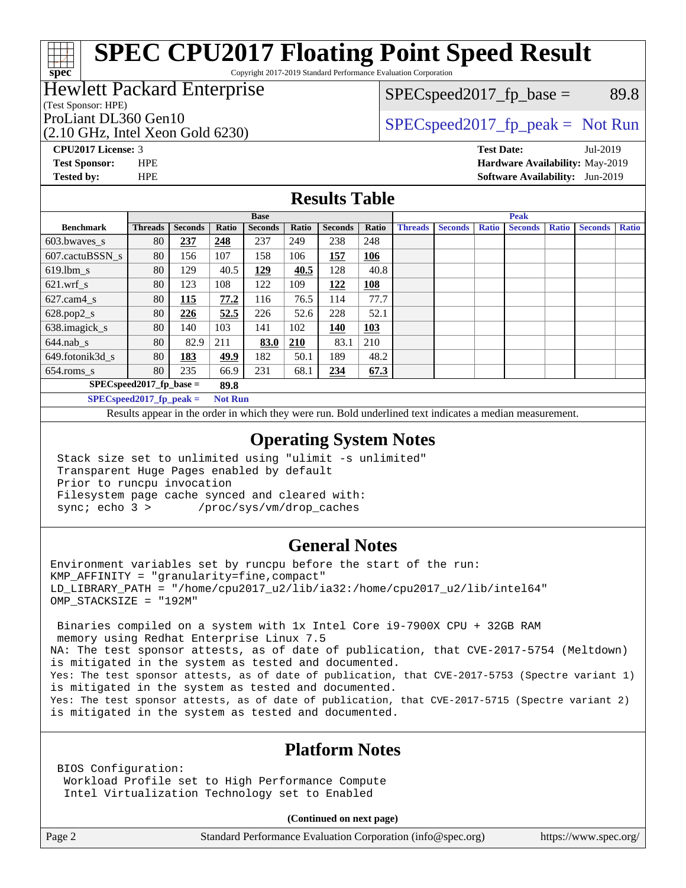# SPEC CPU2017 Floating Point Speed Result

Copyright 2017-2019 Standard Performance Evaluation Corporation

**Hewlett Packard Enterprise**
(Test Sponsor: HPE)
ProLiant DL360 Gen10
(2.10 GHz, Intel Xeon Gold 6230)

SPECspeed2017_fp_base = 89.8

SPECspeed2017_fp_peak = Not Run

**CPU2017 License:** 3
**Test Sponsor:** HPE
**Tested by:** HPE

**Test Date:** Jul-2019
**Hardware Availability:** May-2019
**Software Availability:** Jun-2019

## Results Table

| Benchmark | Base | | | | | | | Peak | | | | | | |
|---|---|---|---|---|---|---|---|---|---|---|---|---|---|---|
| | Threads | Seconds | Ratio | Seconds | Ratio | Seconds | Ratio | Threads | Seconds | Ratio | Seconds | Ratio | Seconds | Ratio |
| 603.bwaves_s | 80 | **237** | **248** | 237 | 249 | 238 | 248 | | | | | | | |
| 607.cactuBSSN_s | 80 | 156 | 107 | 158 | 106 | **157** | **106** | | | | | | | |
| 619.lbm_s | 80 | 129 | 40.5 | **129** | **40.5** | 128 | 40.8 | | | | | | | |
| 621.wrf_s | 80 | 123 | 108 | 122 | 109 | **122** | **108** | | | | | | | |
| 627.cam4_s | 80 | **115** | **77.2** | 116 | 76.5 | 114 | 77.7 | | | | | | | |
| 628.pop2_s | 80 | **226** | **52.5** | 226 | 52.6 | 228 | 52.1 | | | | | | | |
| 638.imagick_s | 80 | 140 | 103 | 141 | 102 | **140** | **103** | | | | | | | |
| 644.nab_s | 80 | 82.9 | 211 | **83.0** | **210** | 83.1 | 210 | | | | | | | |
| 649.fotonik3d_s | 80 | **183** | **49.9** | 182 | 50.1 | 189 | 48.2 | | | | | | | |
| 654.roms_s | 80 | 235 | 66.9 | 231 | 68.1 | **234** | **67.3** | | | | | | | |

**SPECspeed2017_fp_base = 89.8**

**SPECspeed2017_fp_peak = Not Run**

Results appear in the order in which they were run. Bold underlined text indicates a median measurement.

## Operating System Notes

```
Stack size set to unlimited using "ulimit -s unlimited"
Transparent Huge Pages enabled by default
Prior to runcpu invocation
Filesystem page cache synced and cleared with:
sync; echo 3 >       /proc/sys/vm/drop_caches
```

## General Notes

```
Environment variables set by runcpu before the start of the run:
KMP_AFFINITY = "granularity=fine,compact"
LD_LIBRARY_PATH = "/home/cpu2017_u2/lib/ia32:/home/cpu2017_u2/lib/intel64"
OMP_STACKSIZE = "192M"

 Binaries compiled on a system with 1x Intel Core i9-7900X CPU + 32GB RAM
 memory using Redhat Enterprise Linux 7.5
NA: The test sponsor attests, as of date of publication, that CVE-2017-5754 (Meltdown)
is mitigated in the system as tested and documented.
Yes: The test sponsor attests, as of date of publication, that CVE-2017-5753 (Spectre variant 1)
is mitigated in the system as tested and documented.
Yes: The test sponsor attests, as of date of publication, that CVE-2017-5715 (Spectre variant 2)
is mitigated in the system as tested and documented.
```

## Platform Notes

```
BIOS Configuration:
 Workload Profile set to High Performance Compute
 Intel Virtualization Technology set to Enabled
```

**(Continued on next page)**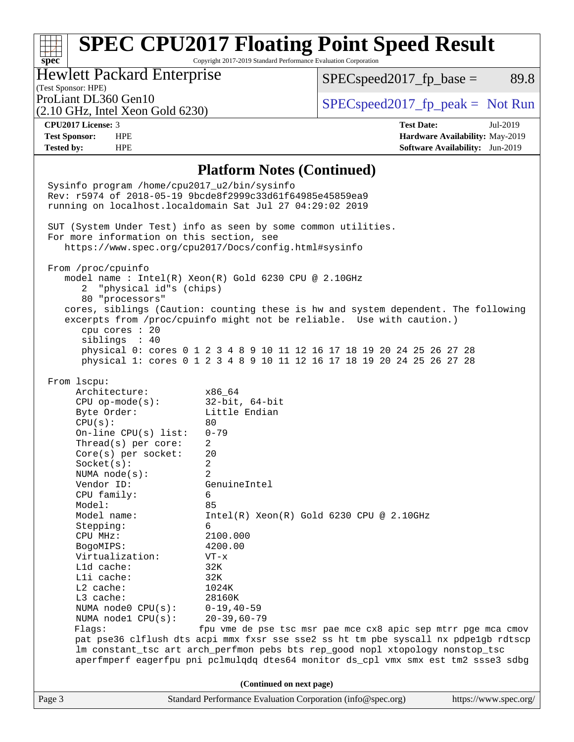# SPEC CPU2017 Floating Point Speed Result

Copyright 2017-2019 Standard Performance Evaluation Corporation

**Hewlett Packard Enterprise**
(Test Sponsor: HPE)

ProLiant DL360 Gen10
(2.10 GHz, Intel Xeon Gold 6230)

SPECspeed2017_fp_base = 89.8

SPECspeed2017_fp_peak = Not Run

| | | | |
|---|---|---|---|
| **CPU2017 License:** | 3 | **Test Date:** | Jul-2019 |
| **Test Sponsor:** | HPE | **Hardware Availability:** | May-2019 |
| **Tested by:** | HPE | **Software Availability:** | Jun-2019 |

## Platform Notes (Continued)

```
Sysinfo program /home/cpu2017_u2/bin/sysinfo
Rev: r5974 of 2018-05-19 9bcde8f2999c33d61f64985e45859ea9
running on localhost.localdomain Sat Jul 27 04:29:02 2019

SUT (System Under Test) info as seen by some common utilities.
For more information on this section, see
   https://www.spec.org/cpu2017/Docs/config.html#sysinfo

From /proc/cpuinfo
   model name : Intel(R) Xeon(R) Gold 6230 CPU @ 2.10GHz
      2  "physical id"s (chips)
      80 "processors"
   cores, siblings (Caution: counting these is hw and system dependent. The following
   excerpts from /proc/cpuinfo might not be reliable.  Use with caution.)
      cpu cores : 20
      siblings  : 40
      physical 0: cores 0 1 2 3 4 8 9 10 11 12 16 17 18 19 20 24 25 26 27 28
      physical 1: cores 0 1 2 3 4 8 9 10 11 12 16 17 18 19 20 24 25 26 27 28

From lscpu:
     Architecture:          x86_64
     CPU op-mode(s):        32-bit, 64-bit
     Byte Order:            Little Endian
     CPU(s):                80
     On-line CPU(s) list:   0-79
     Thread(s) per core:    2
     Core(s) per socket:    20
     Socket(s):             2
     NUMA node(s):          2
     Vendor ID:             GenuineIntel
     CPU family:            6
     Model:                 85
     Model name:            Intel(R) Xeon(R) Gold 6230 CPU @ 2.10GHz
     Stepping:              6
     CPU MHz:               2100.000
     BogoMIPS:              4200.00
     Virtualization:        VT-x
     L1d cache:             32K
     L1i cache:             32K
     L2 cache:              1024K
     L3 cache:              28160K
     NUMA node0 CPU(s):     0-19,40-59
     NUMA node1 CPU(s):     20-39,60-79
     Flags:                fpu vme de pse tsc msr pae mce cx8 apic sep mtrr pge mca cmov
     pat pse36 clflush dts acpi mmx fxsr sse sse2 ss ht tm pbe syscall nx pdpe1gb rdtscp
     lm constant_tsc art arch_perfmon pebs bts rep_good nopl xtopology nonstop_tsc
     aperfmperf eagerfpu pni pclmulqdq dtes64 monitor ds_cpl vmx smx est tm2 ssse3 sdbg
```

(Continued on next page)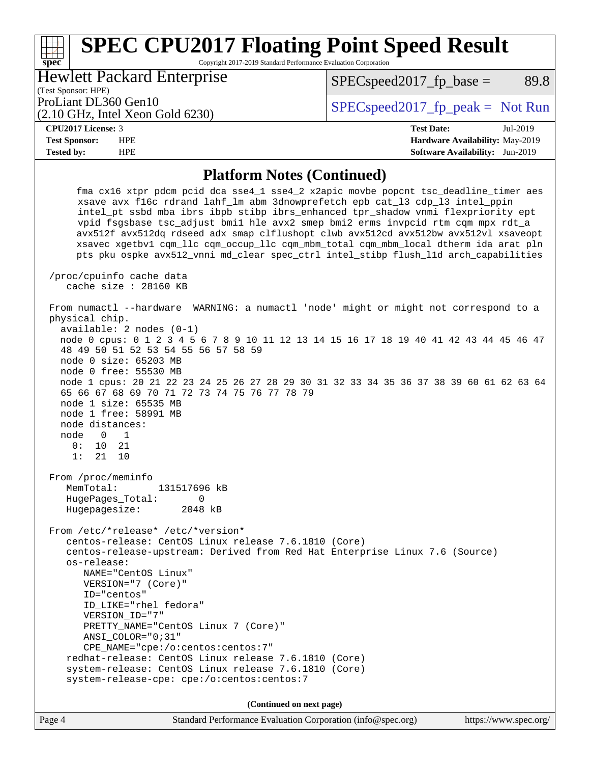## Platform Notes (Continued)

```
     fma cx16 xtpr pdcm pcid dca sse4_1 sse4_2 x2apic movbe popcnt tsc_deadline_timer aes
     xsave avx f16c rdrand lahf_lm abm 3dnowprefetch epb cat_l3 cdp_l3 intel_ppin
     intel_pt ssbd mba ibrs ibpb stibp ibrs_enhanced tpr_shadow vnmi flexpriority ept
     vpid fsgsbase tsc_adjust bmi1 hle avx2 smep bmi2 erms invpcid rtm cqm mpx rdt_a
     avx512f avx512dq rdseed adx smap clflushopt clwb avx512cd avx512bw avx512vl xsaveopt
     xsavec xgetbv1 cqm_llc cqm_occup_llc cqm_mbm_total cqm_mbm_local dtherm ida arat pln
     pts pku ospke avx512_vnni md_clear spec_ctrl intel_stibp flush_l1d arch_capabilities

 /proc/cpuinfo cache data
    cache size : 28160 KB

 From numactl --hardware  WARNING: a numactl 'node' might or might not correspond to a
 physical chip.
   available: 2 nodes (0-1)
   node 0 cpus: 0 1 2 3 4 5 6 7 8 9 10 11 12 13 14 15 16 17 18 19 40 41 42 43 44 45 46 47
   48 49 50 51 52 53 54 55 56 57 58 59
   node 0 size: 65203 MB
   node 0 free: 55530 MB
   node 1 cpus: 20 21 22 23 24 25 26 27 28 29 30 31 32 33 34 35 36 37 38 39 60 61 62 63 64
   65 66 67 68 69 70 71 72 73 74 75 76 77 78 79
   node 1 size: 65535 MB
   node 1 free: 58991 MB
   node distances:
   node   0   1
     0:  10  21
     1:  21  10

 From /proc/meminfo
    MemTotal:       131517696 kB
    HugePages_Total:       0
    Hugepagesize:       2048 kB

 From /etc/*release* /etc/*version*
    centos-release: CentOS Linux release 7.6.1810 (Core)
    centos-release-upstream: Derived from Red Hat Enterprise Linux 7.6 (Source)
    os-release:
       NAME="CentOS Linux"
       VERSION="7 (Core)"
       ID="centos"
       ID_LIKE="rhel fedora"
       VERSION_ID="7"
       PRETTY_NAME="CentOS Linux 7 (Core)"
       ANSI_COLOR="0;31"
       CPE_NAME="cpe:/o:centos:centos:7"
    redhat-release: CentOS Linux release 7.6.1810 (Core)
    system-release: CentOS Linux release 7.6.1810 (Core)
    system-release-cpe: cpe:/o:centos:centos:7
```

**(Continued on next page)**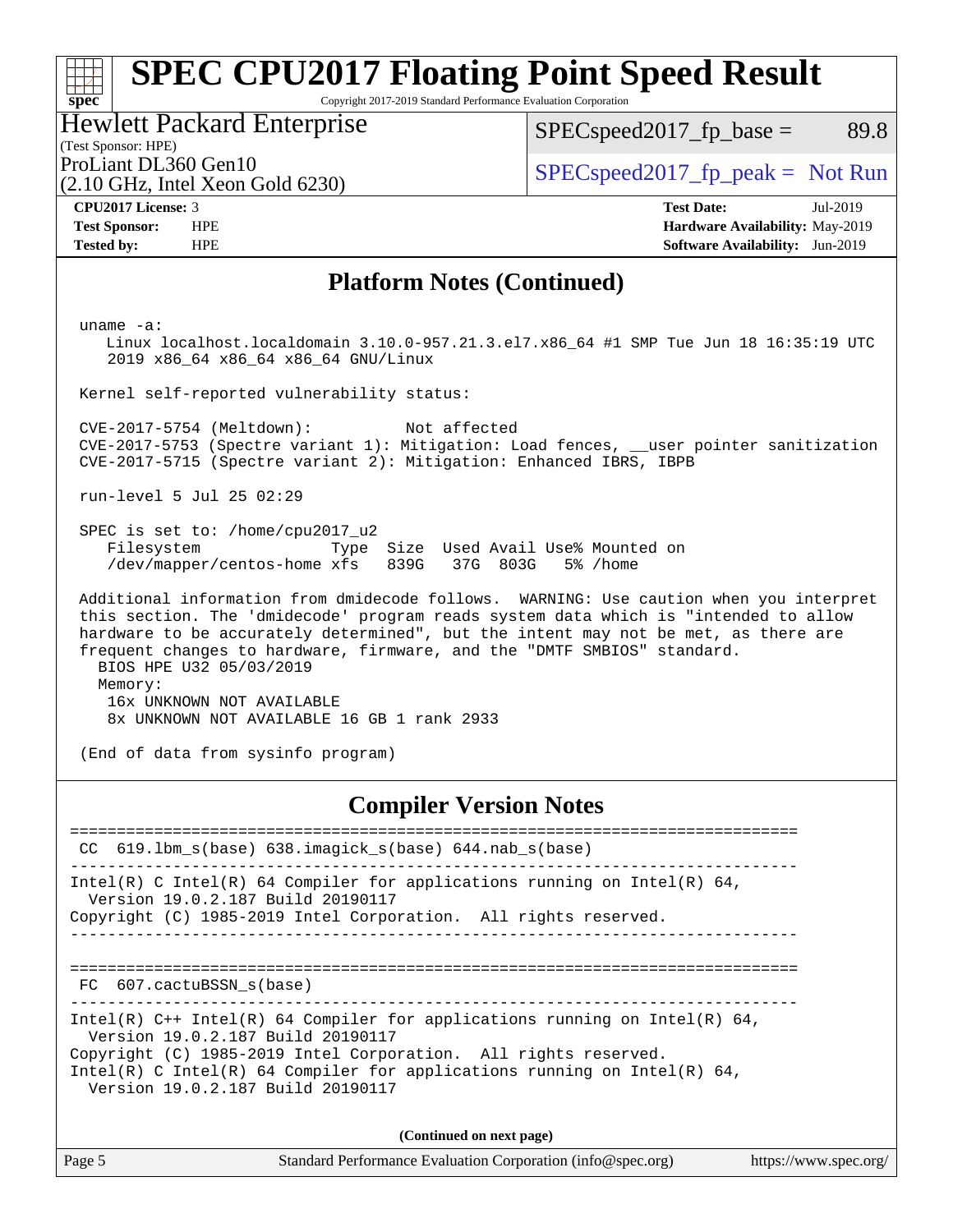## Platform Notes (Continued)

```
uname -a:
   Linux localhost.localdomain 3.10.0-957.21.3.el7.x86_64 #1 SMP Tue Jun 18 16:35:19 UTC
   2019 x86_64 x86_64 x86_64 GNU/Linux

Kernel self-reported vulnerability status:

CVE-2017-5754 (Meltdown):          Not affected
CVE-2017-5753 (Spectre variant 1): Mitigation: Load fences, __user pointer sanitization
CVE-2017-5715 (Spectre variant 2): Mitigation: Enhanced IBRS, IBPB

run-level 5 Jul 25 02:29

SPEC is set to: /home/cpu2017_u2
   Filesystem              Type  Size  Used Avail Use% Mounted on
   /dev/mapper/centos-home xfs   839G   37G  803G   5% /home

Additional information from dmidecode follows.  WARNING: Use caution when you interpret
this section. The 'dmidecode' program reads system data which is "intended to allow
hardware to be accurately determined", but the intent may not be met, as there are
frequent changes to hardware, firmware, and the "DMTF SMBIOS" standard.
  BIOS HPE U32 05/03/2019
  Memory:
    16x UNKNOWN NOT AVAILABLE
    8x UNKNOWN NOT AVAILABLE 16 GB 1 rank 2933

(End of data from sysinfo program)
```

## Compiler Version Notes

```
==============================================================================
 CC  619.lbm_s(base) 638.imagick_s(base) 644.nab_s(base)
------------------------------------------------------------------------------
Intel(R) C Intel(R) 64 Compiler for applications running on Intel(R) 64,
  Version 19.0.2.187 Build 20190117
Copyright (C) 1985-2019 Intel Corporation.  All rights reserved.
------------------------------------------------------------------------------

==============================================================================
 FC  607.cactuBSSN_s(base)
------------------------------------------------------------------------------
Intel(R) C++ Intel(R) 64 Compiler for applications running on Intel(R) 64,
  Version 19.0.2.187 Build 20190117
Copyright (C) 1985-2019 Intel Corporation.  All rights reserved.
Intel(R) C Intel(R) 64 Compiler for applications running on Intel(R) 64,
  Version 19.0.2.187 Build 20190117
```

**(Continued on next page)**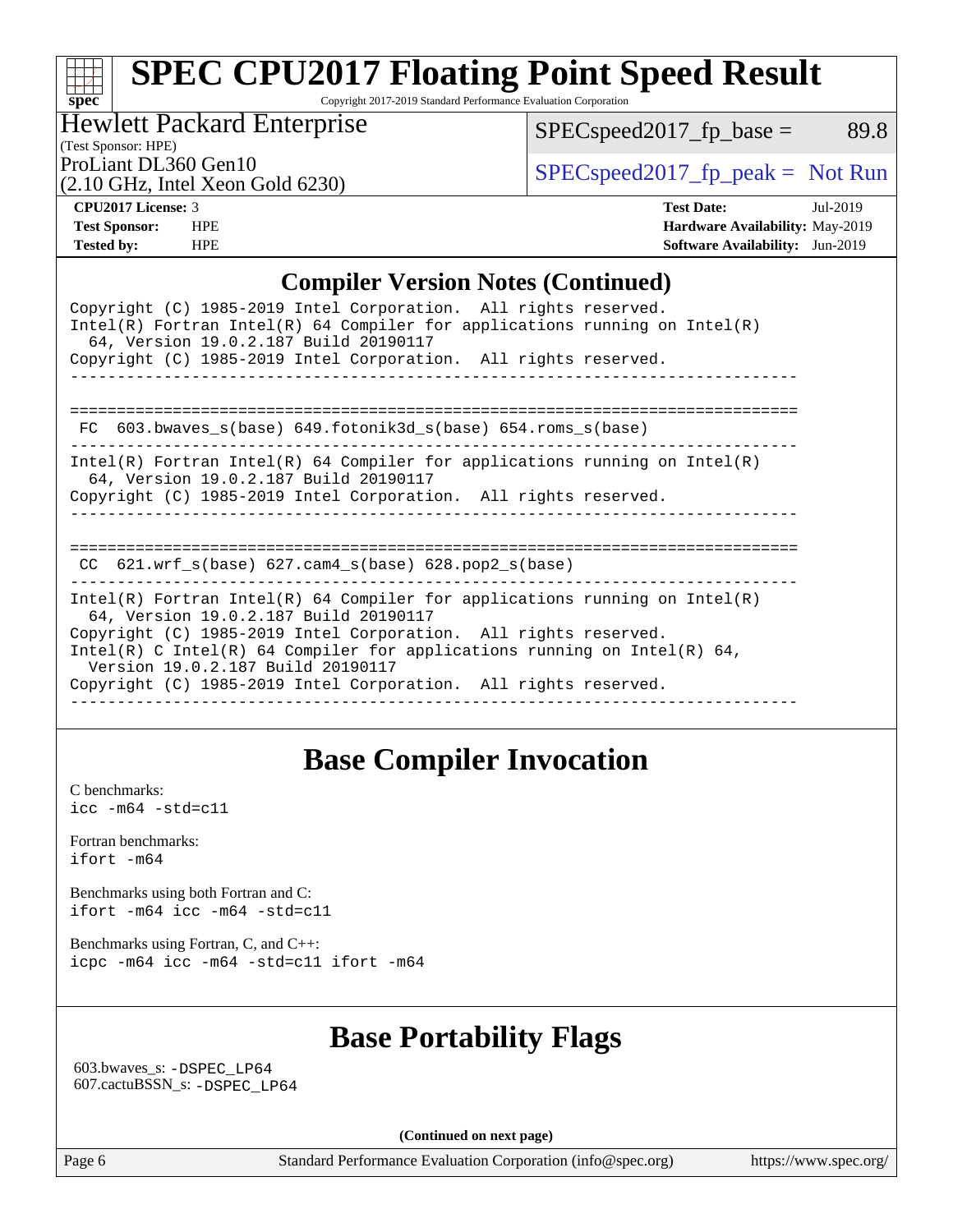## Compiler Version Notes (Continued)

```
Copyright (C) 1985-2019 Intel Corporation.  All rights reserved.
Intel(R) Fortran Intel(R) 64 Compiler for applications running on Intel(R)
  64, Version 19.0.2.187 Build 20190117
Copyright (C) 1985-2019 Intel Corporation.  All rights reserved.
------------------------------------------------------------------------------

==============================================================================
 FC  603.bwaves_s(base) 649.fotonik3d_s(base) 654.roms_s(base)
------------------------------------------------------------------------------
Intel(R) Fortran Intel(R) 64 Compiler for applications running on Intel(R)
  64, Version 19.0.2.187 Build 20190117
Copyright (C) 1985-2019 Intel Corporation.  All rights reserved.
------------------------------------------------------------------------------

==============================================================================
 CC  621.wrf_s(base) 627.cam4_s(base) 628.pop2_s(base)
------------------------------------------------------------------------------
Intel(R) Fortran Intel(R) 64 Compiler for applications running on Intel(R)
  64, Version 19.0.2.187 Build 20190117
Copyright (C) 1985-2019 Intel Corporation.  All rights reserved.
Intel(R) C Intel(R) 64 Compiler for applications running on Intel(R) 64,
  Version 19.0.2.187 Build 20190117
Copyright (C) 1985-2019 Intel Corporation.  All rights reserved.
------------------------------------------------------------------------------
```

## Base Compiler Invocation

C benchmarks:
`icc -m64 -std=c11`

Fortran benchmarks:
`ifort -m64`

Benchmarks using both Fortran and C:
`ifort -m64 icc -m64 -std=c11`

Benchmarks using Fortran, C, and C++:
`icpc -m64 icc -m64 -std=c11 ifort -m64`

## Base Portability Flags

603.bwaves_s: `-DSPEC_LP64`
607.cactuBSSN_s: `-DSPEC_LP64`

**(Continued on next page)**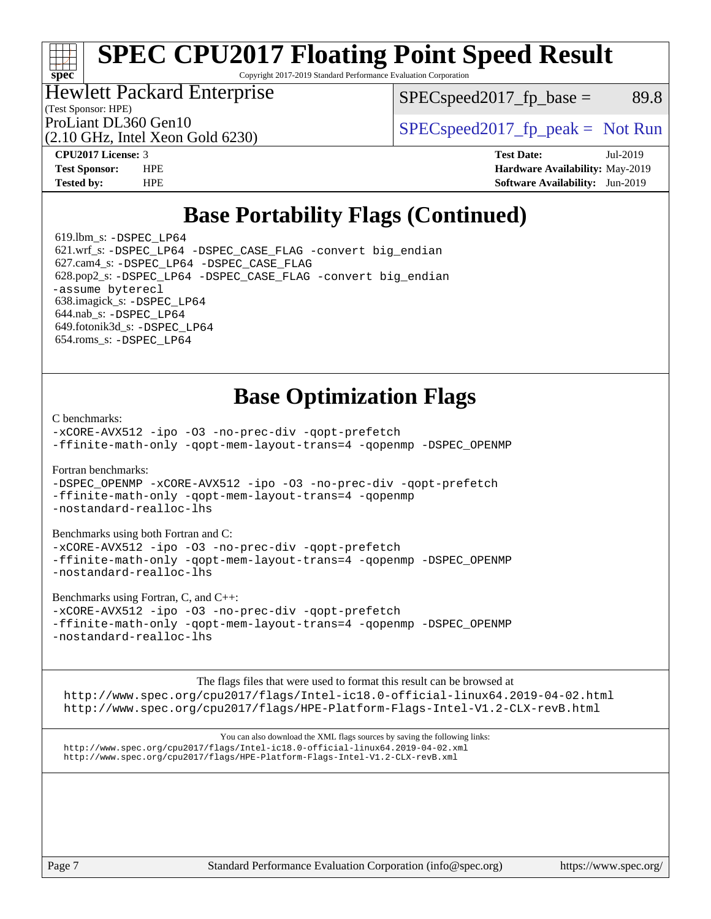# SPEC CPU2017 Floating Point Speed Result

Copyright 2017-2019 Standard Performance Evaluation Corporation

**Hewlett Packard Enterprise**
(Test Sponsor: HPE)
ProLiant DL360 Gen10
(2.10 GHz, Intel Xeon Gold 6230)

SPECspeed2017_fp_base = 89.8

SPECspeed2017_fp_peak = Not Run

**CPU2017 License:** 3
**Test Sponsor:** HPE
**Tested by:** HPE

**Test Date:** Jul-2019
**Hardware Availability:** May-2019
**Software Availability:** Jun-2019

## Base Portability Flags (Continued)

619.lbm_s: `-DSPEC_LP64`
621.wrf_s: `-DSPEC_LP64 -DSPEC_CASE_FLAG -convert big_endian`
627.cam4_s: `-DSPEC_LP64 -DSPEC_CASE_FLAG`
628.pop2_s: `-DSPEC_LP64 -DSPEC_CASE_FLAG -convert big_endian -assume byterecl`
638.imagick_s: `-DSPEC_LP64`
644.nab_s: `-DSPEC_LP64`
649.fotonik3d_s: `-DSPEC_LP64`
654.roms_s: `-DSPEC_LP64`

## Base Optimization Flags

C benchmarks:

```
-xCORE-AVX512 -ipo -O3 -no-prec-div -qopt-prefetch
-ffinite-math-only -qopt-mem-layout-trans=4 -qopenmp -DSPEC_OPENMP
```

Fortran benchmarks:

```
-DSPEC_OPENMP -xCORE-AVX512 -ipo -O3 -no-prec-div -qopt-prefetch
-ffinite-math-only -qopt-mem-layout-trans=4 -qopenmp
-nostandard-realloc-lhs
```

Benchmarks using both Fortran and C:

```
-xCORE-AVX512 -ipo -O3 -no-prec-div -qopt-prefetch
-ffinite-math-only -qopt-mem-layout-trans=4 -qopenmp -DSPEC_OPENMP
-nostandard-realloc-lhs
```

Benchmarks using Fortran, C, and C++:

```
-xCORE-AVX512 -ipo -O3 -no-prec-div -qopt-prefetch
-ffinite-math-only -qopt-mem-layout-trans=4 -qopenmp -DSPEC_OPENMP
-nostandard-realloc-lhs
```

The flags files that were used to format this result can be browsed at
http://www.spec.org/cpu2017/flags/Intel-ic18.0-official-linux64.2019-04-02.html
http://www.spec.org/cpu2017/flags/HPE-Platform-Flags-Intel-V1.2-CLX-revB.html

You can also download the XML flags sources by saving the following links:
http://www.spec.org/cpu2017/flags/Intel-ic18.0-official-linux64.2019-04-02.xml
http://www.spec.org/cpu2017/flags/HPE-Platform-Flags-Intel-V1.2-CLX-revB.xml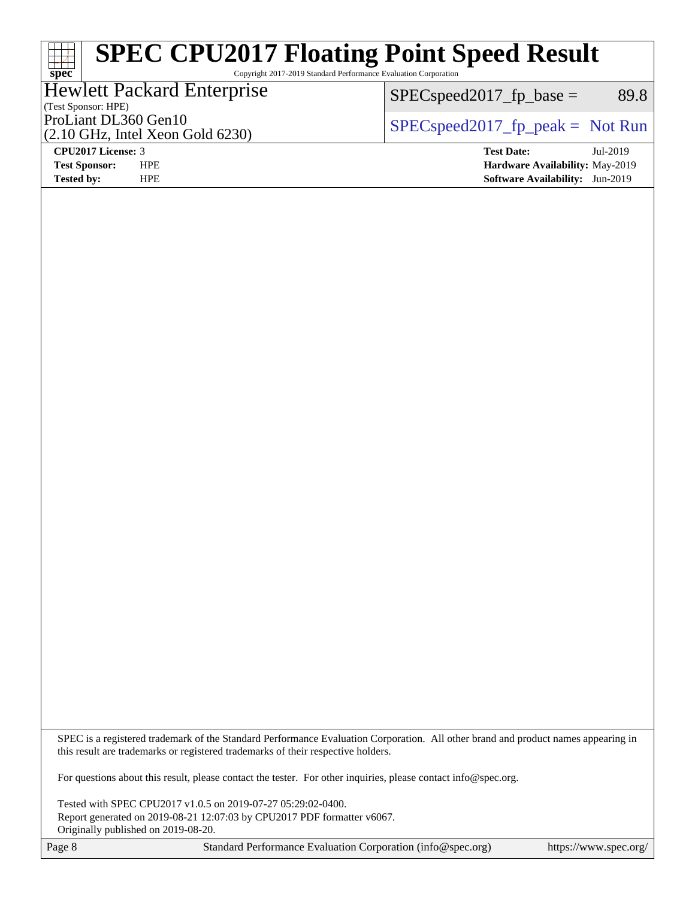SPEC is a registered trademark of the Standard Performance Evaluation Corporation. All other brand and product names appearing in this result are trademarks or registered trademarks of their respective holders.

For questions about this result, please contact the tester. For other inquiries, please contact info@spec.org.

Tested with SPEC CPU2017 v1.0.5 on 2019-07-27 05:29:02-0400.
Report generated on 2019-08-21 12:07:03 by CPU2017 PDF formatter v6067.
Originally published on 2019-08-20.